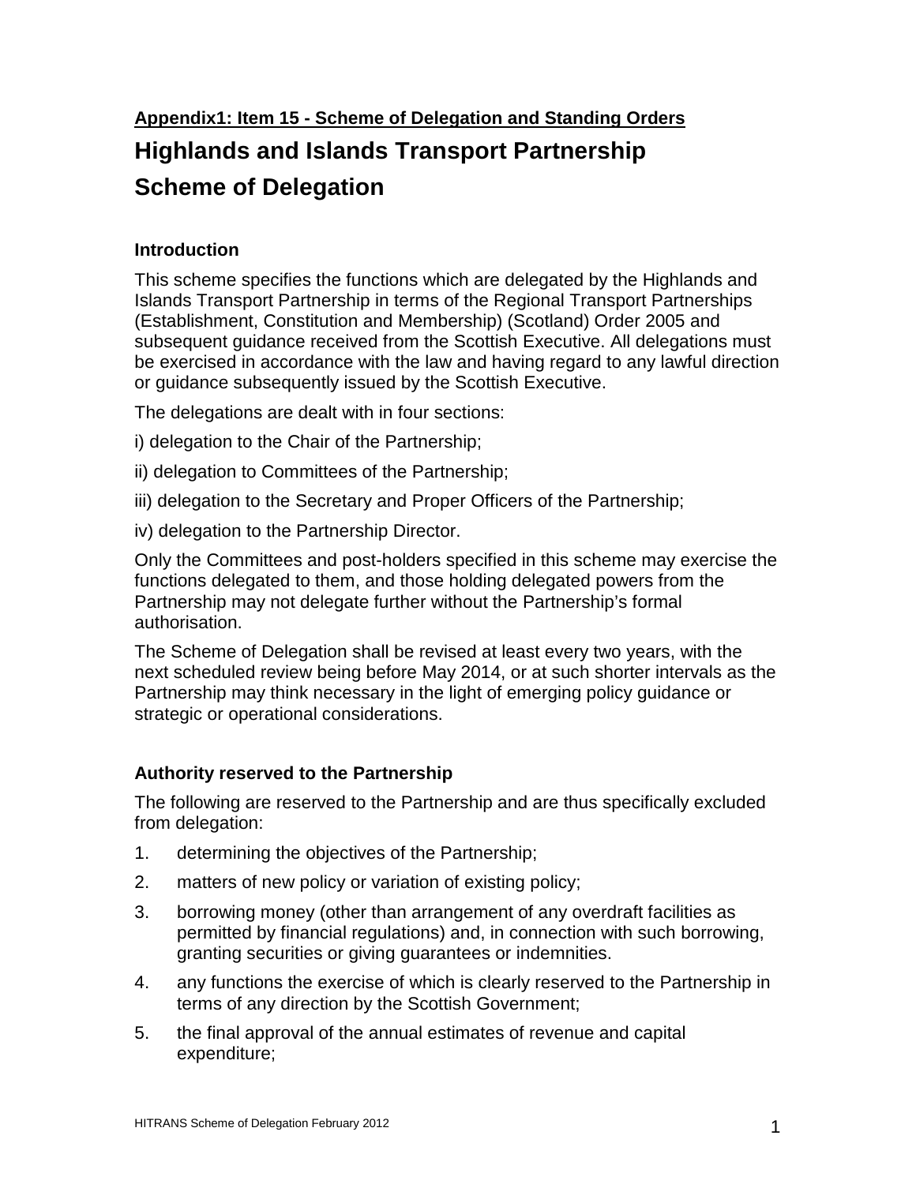**Appendix1: Item 15 - Scheme of Delegation and Standing Orders**

# Highlands and Islands Transport Partnership

# Scheme of Delegation

### Introduction

This scheme specifies the functions which are delegated by the Highlands and Islands Transport Partnership in terms of the Regional Transport Partnerships (Establishment, Constitution and Membership) (Scotland) Order 2005 and subsequent guidance received from the Scottish Executive. All delegations must be exercised in accordance with the law and having regard to any lawful direction or guidance subsequently issued by the Scottish Executive.

The delegations are dealt with in four sections:

i) delegation to the Chair of the Partnership;

ii) delegation to Committees of the Partnership;

iii) delegation to the Secretary and Proper Officers of the Partnership;

iv) delegation to the Partnership Director.

Only the Committees and post-holders specified in this scheme may exercise the functions delegated to them, and those holding delegated powers from the Partnership may not delegate further without the Partnership's formal authorisation.

The Scheme of Delegation shall be revised at least every two years, with the next scheduled review being before May 2014, or at such shorter intervals as the Partnership may think necessary in the light of emerging policy guidance or strategic or operational considerations.

### Authority reserved to the Partnership

The following are reserved to the Partnership and are thus specifically excluded from delegation:

1. determining the objectives of the Partnership;
2. matters of new policy or variation of existing policy;
3. borrowing money (other than arrangement of any overdraft facilities as permitted by financial regulations) and, in connection with such borrowing, granting securities or giving guarantees or indemnities.
4. any functions the exercise of which is clearly reserved to the Partnership in terms of any direction by the Scottish Government;
5. the final approval of the annual estimates of revenue and capital expenditure;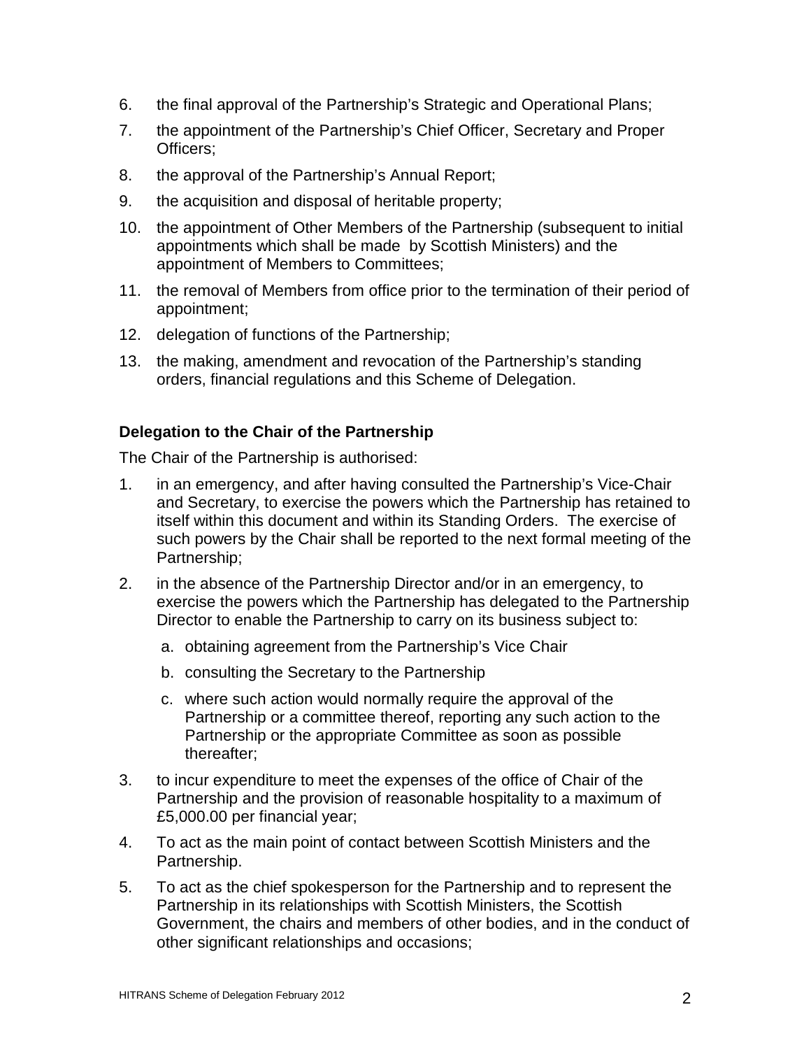6. the final approval of the Partnership's Strategic and Operational Plans;
7. the appointment of the Partnership's Chief Officer, Secretary and Proper Officers;
8. the approval of the Partnership's Annual Report;
9. the acquisition and disposal of heritable property;
10. the appointment of Other Members of the Partnership (subsequent to initial appointments which shall be made by Scottish Ministers) and the appointment of Members to Committees;
11. the removal of Members from office prior to the termination of their period of appointment;
12. delegation of functions of the Partnership;
13. the making, amendment and revocation of the Partnership's standing orders, financial regulations and this Scheme of Delegation.

**Delegation to the Chair of the Partnership**

The Chair of the Partnership is authorised:

1. in an emergency, and after having consulted the Partnership's Vice-Chair and Secretary, to exercise the powers which the Partnership has retained to itself within this document and within its Standing Orders. The exercise of such powers by the Chair shall be reported to the next formal meeting of the Partnership;
2. in the absence of the Partnership Director and/or in an emergency, to exercise the powers which the Partnership has delegated to the Partnership Director to enable the Partnership to carry on its business subject to:
   a. obtaining agreement from the Partnership's Vice Chair
   b. consulting the Secretary to the Partnership
   c. where such action would normally require the approval of the Partnership or a committee thereof, reporting any such action to the Partnership or the appropriate Committee as soon as possible thereafter;
3. to incur expenditure to meet the expenses of the office of Chair of the Partnership and the provision of reasonable hospitality to a maximum of £5,000.00 per financial year;
4. To act as the main point of contact between Scottish Ministers and the Partnership.
5. To act as the chief spokesperson for the Partnership and to represent the Partnership in its relationships with Scottish Ministers, the Scottish Government, the chairs and members of other bodies, and in the conduct of other significant relationships and occasions;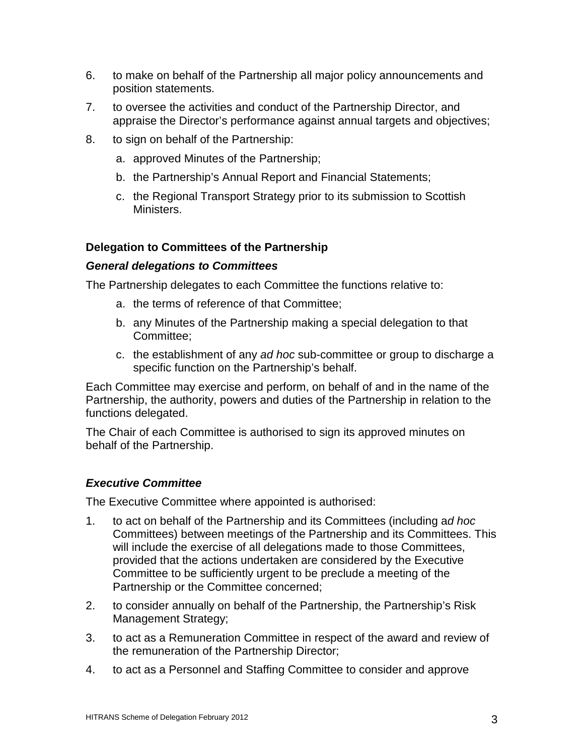6. to make on behalf of the Partnership all major policy announcements and position statements.

7. to oversee the activities and conduct of the Partnership Director, and appraise the Director's performance against annual targets and objectives;

8. to sign on behalf of the Partnership:

   a. approved Minutes of the Partnership;

   b. the Partnership's Annual Report and Financial Statements;

   c. the Regional Transport Strategy prior to its submission to Scottish Ministers.

### Delegation to Committees of the Partnership

#### *General delegations to Committees*

The Partnership delegates to each Committee the functions relative to:

a. the terms of reference of that Committee;

b. any Minutes of the Partnership making a special delegation to that Committee;

c. the establishment of any *ad hoc* sub-committee or group to discharge a specific function on the Partnership's behalf.

Each Committee may exercise and perform, on behalf of and in the name of the Partnership, the authority, powers and duties of the Partnership in relation to the functions delegated.

The Chair of each Committee is authorised to sign its approved minutes on behalf of the Partnership.

#### *Executive Committee*

The Executive Committee where appointed is authorised:

1. to act on behalf of the Partnership and its Committees (including a*d hoc* Committees) between meetings of the Partnership and its Committees. This will include the exercise of all delegations made to those Committees, provided that the actions undertaken are considered by the Executive Committee to be sufficiently urgent to be preclude a meeting of the Partnership or the Committee concerned;

2. to consider annually on behalf of the Partnership, the Partnership's Risk Management Strategy;

3. to act as a Remuneration Committee in respect of the award and review of the remuneration of the Partnership Director;

4. to act as a Personnel and Staffing Committee to consider and approve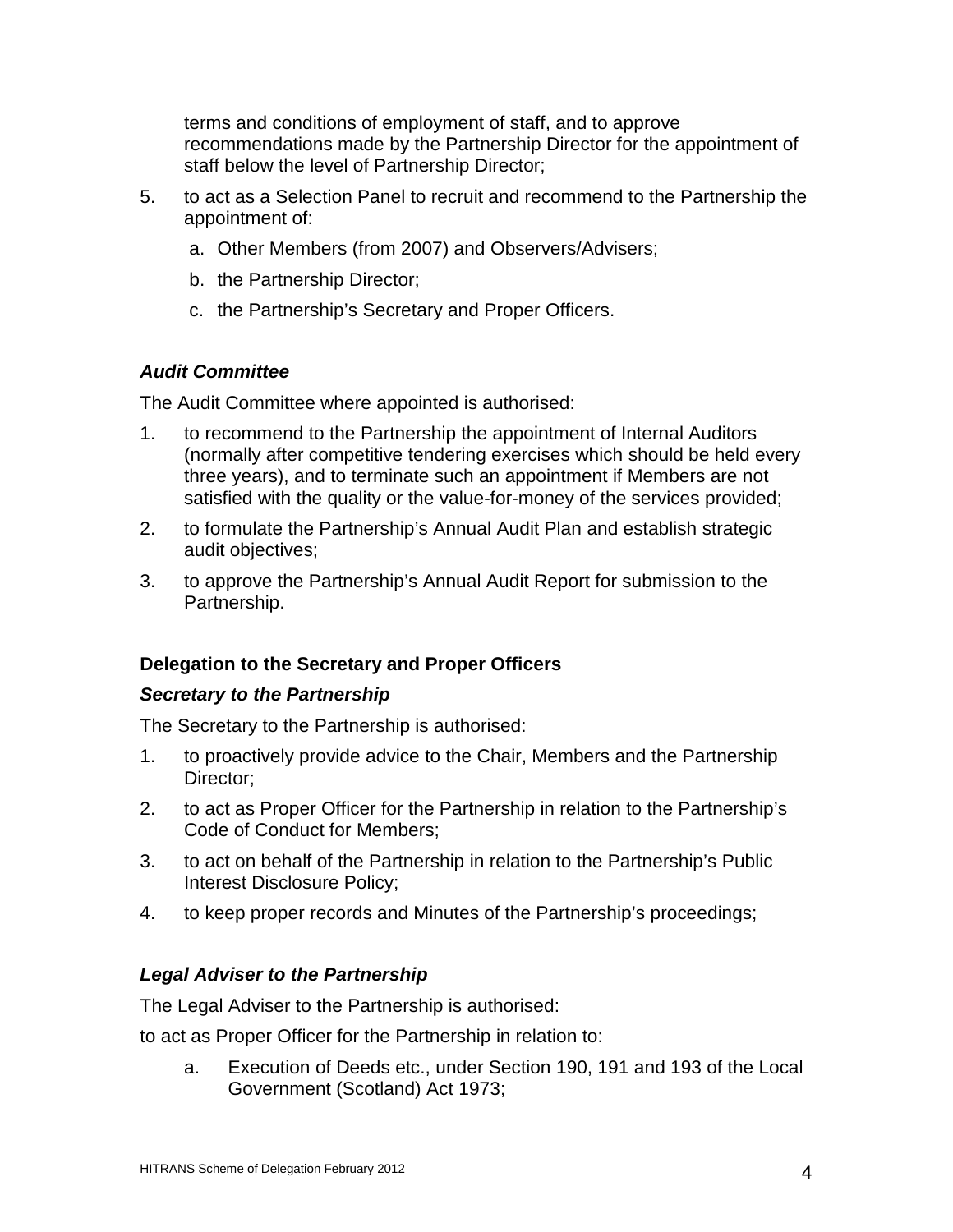terms and conditions of employment of staff, and to approve recommendations made by the Partnership Director for the appointment of staff below the level of Partnership Director;

5. to act as a Selection Panel to recruit and recommend to the Partnership the appointment of:
   a. Other Members (from 2007) and Observers/Advisers;
   b. the Partnership Director;
   c. the Partnership's Secretary and Proper Officers.

### *Audit Committee*

The Audit Committee where appointed is authorised:

1. to recommend to the Partnership the appointment of Internal Auditors (normally after competitive tendering exercises which should be held every three years), and to terminate such an appointment if Members are not satisfied with the quality or the value-for-money of the services provided;
2. to formulate the Partnership's Annual Audit Plan and establish strategic audit objectives;
3. to approve the Partnership's Annual Audit Report for submission to the Partnership.

## **Delegation to the Secretary and Proper Officers**

### *Secretary to the Partnership*

The Secretary to the Partnership is authorised:

1. to proactively provide advice to the Chair, Members and the Partnership Director;
2. to act as Proper Officer for the Partnership in relation to the Partnership's Code of Conduct for Members;
3. to act on behalf of the Partnership in relation to the Partnership's Public Interest Disclosure Policy;
4. to keep proper records and Minutes of the Partnership's proceedings;

### *Legal Adviser to the Partnership*

The Legal Adviser to the Partnership is authorised:

to act as Proper Officer for the Partnership in relation to:

a. Execution of Deeds etc., under Section 190, 191 and 193 of the Local Government (Scotland) Act 1973;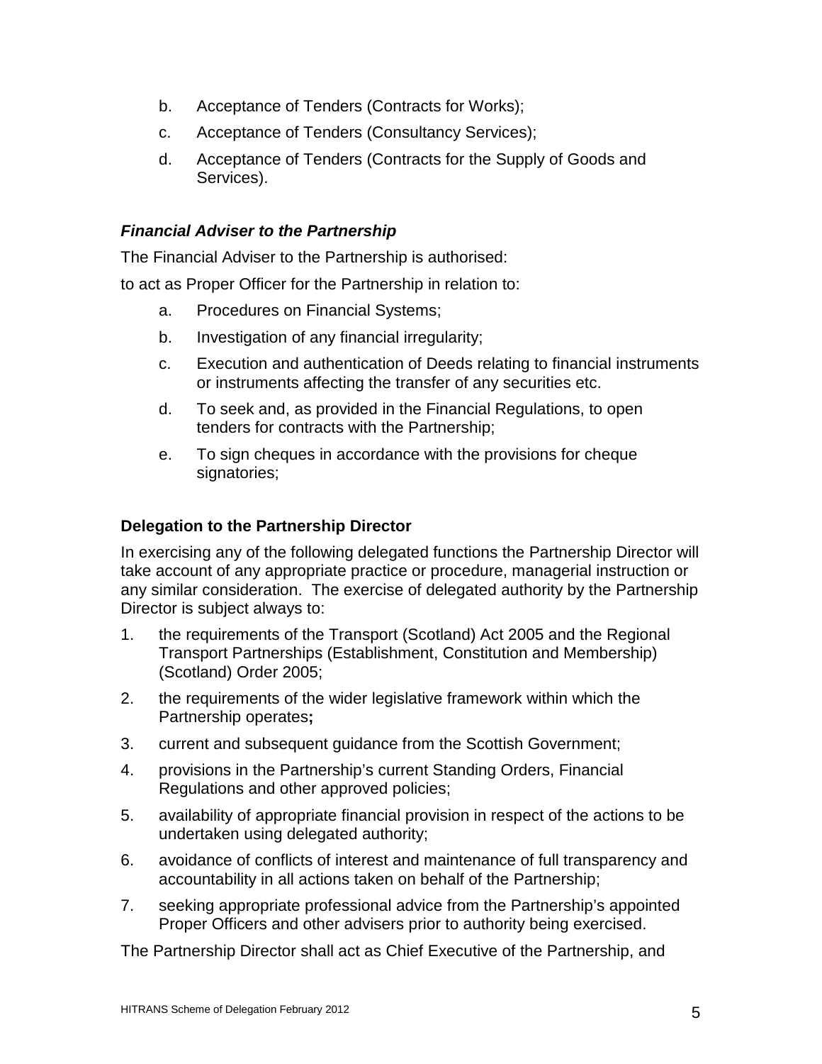b. Acceptance of Tenders (Contracts for Works);

c. Acceptance of Tenders (Consultancy Services);

d. Acceptance of Tenders (Contracts for the Supply of Goods and Services).

### *Financial Adviser to the Partnership*

The Financial Adviser to the Partnership is authorised:

to act as Proper Officer for the Partnership in relation to:

a. Procedures on Financial Systems;

b. Investigation of any financial irregularity;

c. Execution and authentication of Deeds relating to financial instruments or instruments affecting the transfer of any securities etc.

d. To seek and, as provided in the Financial Regulations, to open tenders for contracts with the Partnership;

e. To sign cheques in accordance with the provisions for cheque signatories;

### Delegation to the Partnership Director

In exercising any of the following delegated functions the Partnership Director will take account of any appropriate practice or procedure, managerial instruction or any similar consideration. The exercise of delegated authority by the Partnership Director is subject always to:

1. the requirements of the Transport (Scotland) Act 2005 and the Regional Transport Partnerships (Establishment, Constitution and Membership) (Scotland) Order 2005;
2. the requirements of the wider legislative framework within which the Partnership operates**;**
3. current and subsequent guidance from the Scottish Government;
4. provisions in the Partnership's current Standing Orders, Financial Regulations and other approved policies;
5. availability of appropriate financial provision in respect of the actions to be undertaken using delegated authority;
6. avoidance of conflicts of interest and maintenance of full transparency and accountability in all actions taken on behalf of the Partnership;
7. seeking appropriate professional advice from the Partnership's appointed Proper Officers and other advisers prior to authority being exercised.

The Partnership Director shall act as Chief Executive of the Partnership, and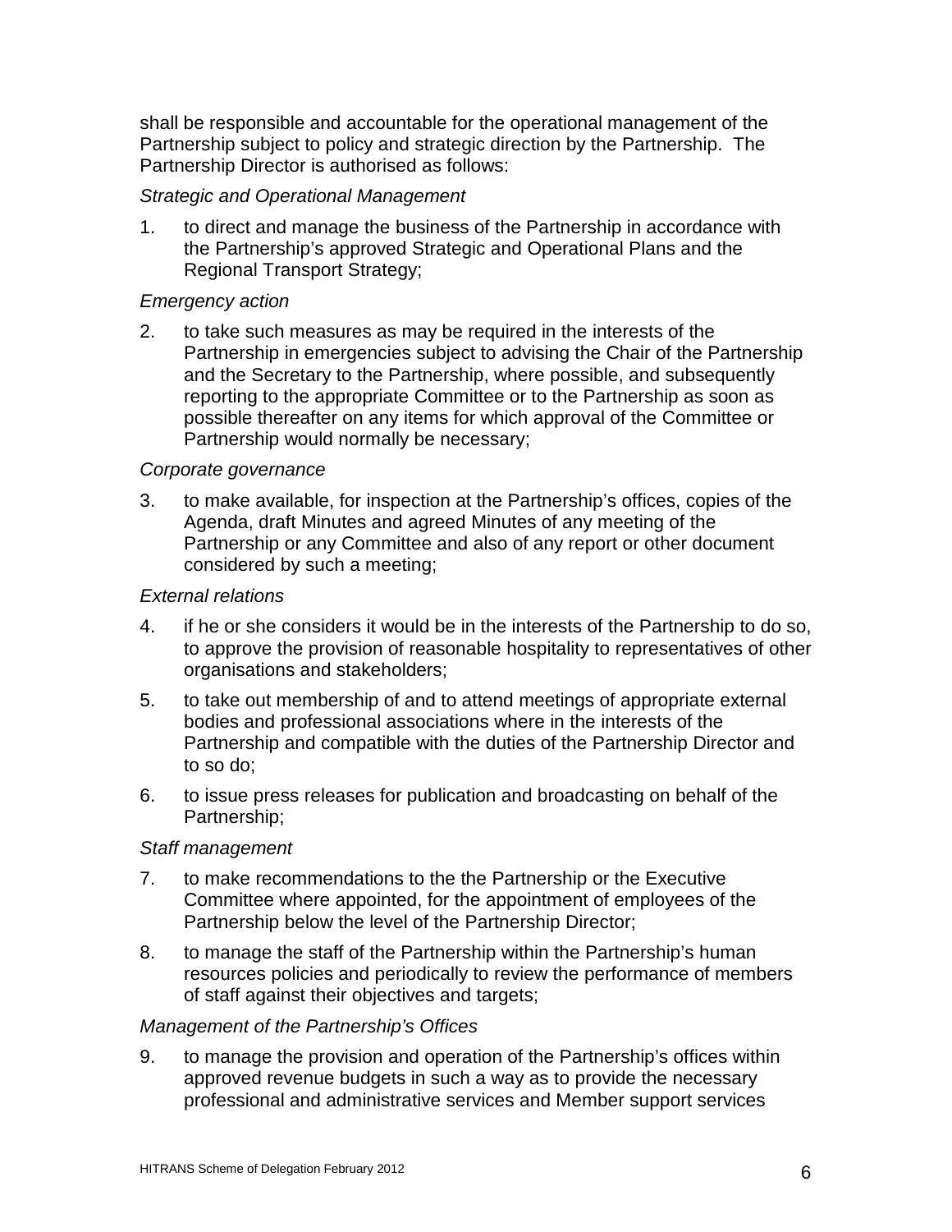shall be responsible and accountable for the operational management of the Partnership subject to policy and strategic direction by the Partnership. The Partnership Director is authorised as follows:

*Strategic and Operational Management*

1. to direct and manage the business of the Partnership in accordance with the Partnership's approved Strategic and Operational Plans and the Regional Transport Strategy;

*Emergency action*

2. to take such measures as may be required in the interests of the Partnership in emergencies subject to advising the Chair of the Partnership and the Secretary to the Partnership, where possible, and subsequently reporting to the appropriate Committee or to the Partnership as soon as possible thereafter on any items for which approval of the Committee or Partnership would normally be necessary;

*Corporate governance*

3. to make available, for inspection at the Partnership's offices, copies of the Agenda, draft Minutes and agreed Minutes of any meeting of the Partnership or any Committee and also of any report or other document considered by such a meeting;

*External relations*

4. if he or she considers it would be in the interests of the Partnership to do so, to approve the provision of reasonable hospitality to representatives of other organisations and stakeholders;

5. to take out membership of and to attend meetings of appropriate external bodies and professional associations where in the interests of the Partnership and compatible with the duties of the Partnership Director and to so do;

6. to issue press releases for publication and broadcasting on behalf of the Partnership;

*Staff management*

7. to make recommendations to the the Partnership or the Executive Committee where appointed, for the appointment of employees of the Partnership below the level of the Partnership Director;

8. to manage the staff of the Partnership within the Partnership's human resources policies and periodically to review the performance of members of staff against their objectives and targets;

*Management of the Partnership's Offices*

9. to manage the provision and operation of the Partnership's offices within approved revenue budgets in such a way as to provide the necessary professional and administrative services and Member support services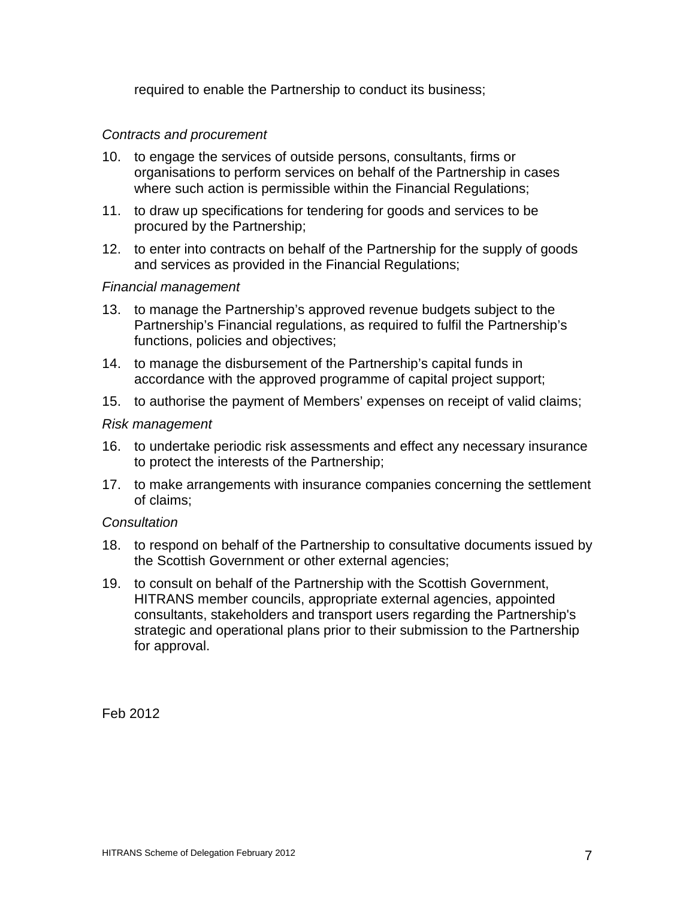required to enable the Partnership to conduct its business;

*Contracts and procurement*

10. to engage the services of outside persons, consultants, firms or organisations to perform services on behalf of the Partnership in cases where such action is permissible within the Financial Regulations;
11. to draw up specifications for tendering for goods and services to be procured by the Partnership;
12. to enter into contracts on behalf of the Partnership for the supply of goods and services as provided in the Financial Regulations;

*Financial management*

13. to manage the Partnership's approved revenue budgets subject to the Partnership's Financial regulations, as required to fulfil the Partnership's functions, policies and objectives;
14. to manage the disbursement of the Partnership's capital funds in accordance with the approved programme of capital project support;
15. to authorise the payment of Members' expenses on receipt of valid claims;

*Risk management*

16. to undertake periodic risk assessments and effect any necessary insurance to protect the interests of the Partnership;
17. to make arrangements with insurance companies concerning the settlement of claims;

*Consultation*

18. to respond on behalf of the Partnership to consultative documents issued by the Scottish Government or other external agencies;
19. to consult on behalf of the Partnership with the Scottish Government, HITRANS member councils, appropriate external agencies, appointed consultants, stakeholders and transport users regarding the Partnership's strategic and operational plans prior to their submission to the Partnership for approval.

Feb 2012